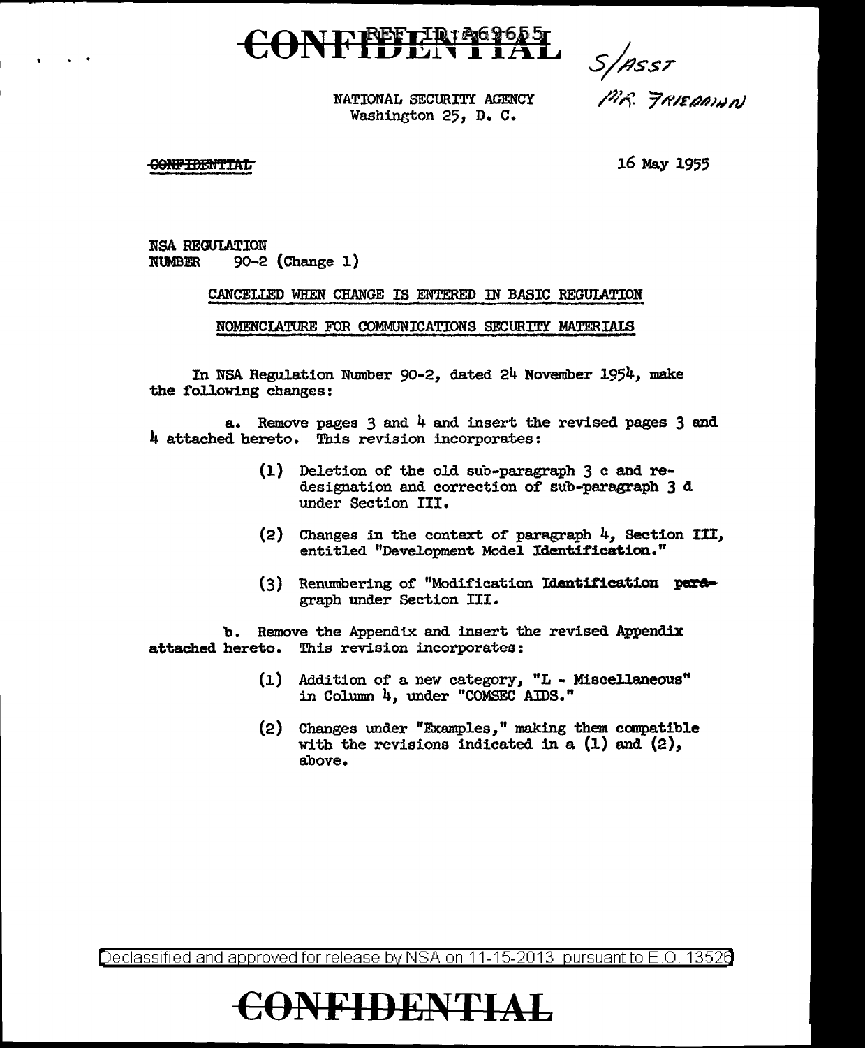CONFIDENTIAL

S/ASST
MR. FRIEDMAN

NATIONAL SECURITY AGENCY
Washington 25, D. C.

CONFIDENTIAL

16 May 1955

NSA REGULATION
NUMBER 90-2 (Change 1)

CANCELLED WHEN CHANGE IS ENTERED IN BASIC REGULATION

NOMENCLATURE FOR COMMUNICATIONS SECURITY MATERIALS

In NSA Regulation Number 90-2, dated 24 November 1954, make the following changes:

a. Remove pages 3 and 4 and insert the revised pages 3 and 4 attached hereto. This revision incorporates:

(1) Deletion of the old sub-paragraph 3 c and re-designation and correction of sub-paragraph 3 d under Section III.

(2) Changes in the context of paragraph 4, Section III, entitled "Development Model Identification."

(3) Renumbering of "Modification Identification paragraph under Section III.

b. Remove the Appendix and insert the revised Appendix attached hereto. This revision incorporates:

(1) Addition of a new category, "L - Miscellaneous" in Column 4, under "COMSEC AIDS."

(2) Changes under "Examples," making them compatible with the revisions indicated in a (1) and (2), above.

Declassified and approved for release by NSA on 11-15-2013 pursuant to E.O. 13526

CONFIDENTIAL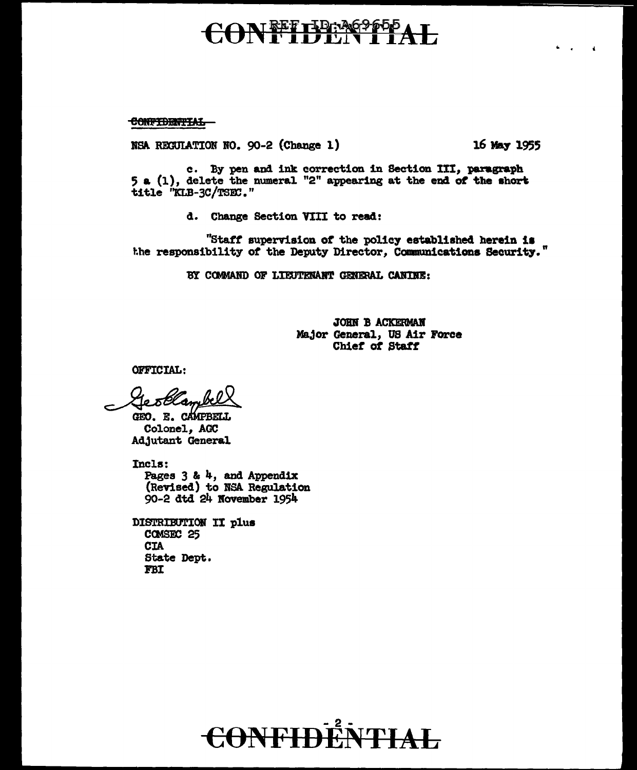CONFIDENTIAL

NSA REGULATION NO. 90-2 (Change 1) 16 May 1955

c. By pen and ink correction in Section III, paragraph 5 a (1), delete the numeral "2" appearing at the end of the short title "KLB-3C/TSEC."

d. Change Section VIII to read:

"Staff supervision of the policy established herein is the responsibility of the Deputy Director, Communications Security."

BY COMMAND OF LIEUTENANT GENERAL CANINE:

JOHN B ACKERMAN
Major General, US Air Force
Chief of Staff

OFFICIAL:

Geo E Campbell

GEO. E. CAMPBELL
Colonel, AGC
Adjutant General

Incls:
Pages 3 & 4, and Appendix (Revised) to NSA Regulation 90-2 dtd 24 November 1954

DISTRIBUTION II plus
COMSEC 25
CIA
State Dept.
FBI

CONFIDENTIAL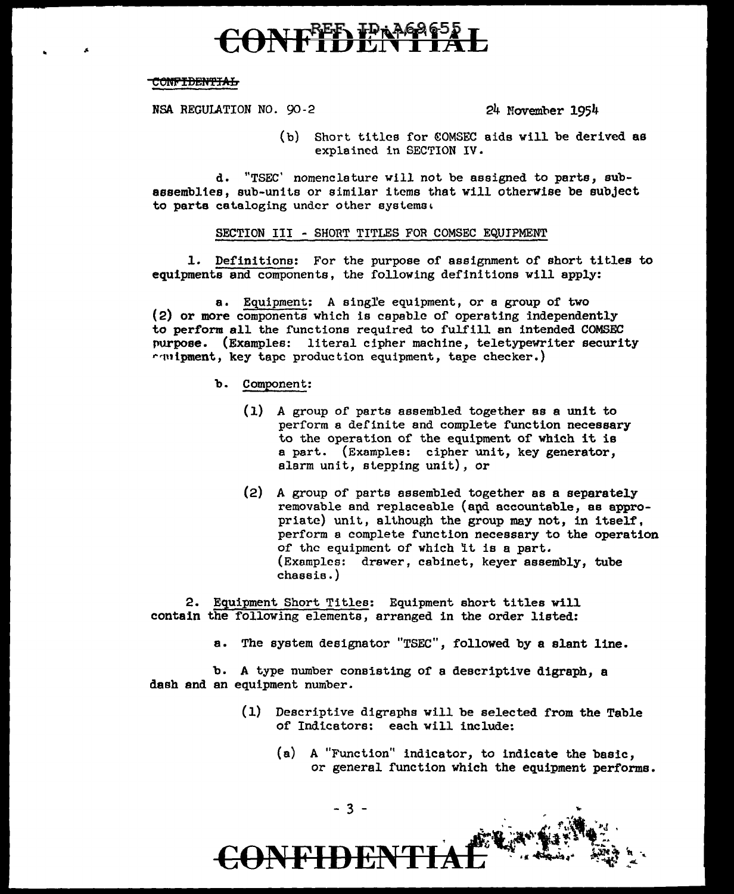CONFIDENTIAL

NSA REGULATION NO. 90-2 24 November 1954

(b) Short titles for COMSEC aids will be derived as explained in SECTION IV.

d. "TSEC" nomenclature will not be assigned to parts, sub-assemblies, sub-units or similar items that will otherwise be subject to parts cataloging under other systems.

SECTION III - SHORT TITLES FOR COMSEC EQUIPMENT

1. Definitions: For the purpose of assignment of short titles to equipments and components, the following definitions will apply:

a. Equipment: A single equipment, or a group of two (2) or more components which is capable of operating independently to perform all the functions required to fulfill an intended COMSEC purpose. (Examples: literal cipher machine, teletypewriter security equipment, key tape production equipment, tape checker.)

b. Component:

(1) A group of parts assembled together as a unit to perform a definite and complete function necessary to the operation of the equipment of which it is a part. (Examples: cipher unit, key generator, alarm unit, stepping unit), or

(2) A group of parts assembled together as a separately removable and replaceable (and accountable, as appropriate) unit, although the group may not, in itself, perform a complete function necessary to the operation of the equipment of which it is a part. (Examples: drawer, cabinet, keyer assembly, tube chassis.)

2. Equipment Short Titles: Equipment short titles will contain the following elements, arranged in the order listed:

a. The system designator "TSEC", followed by a slant line.

b. A type number consisting of a descriptive digraph, a dash and an equipment number.

(1) Descriptive digraphs will be selected from the Table of Indicators: each will include:

(a) A "Function" indicator, to indicate the basic, or general function which the equipment performs.

CONFIDENTIAL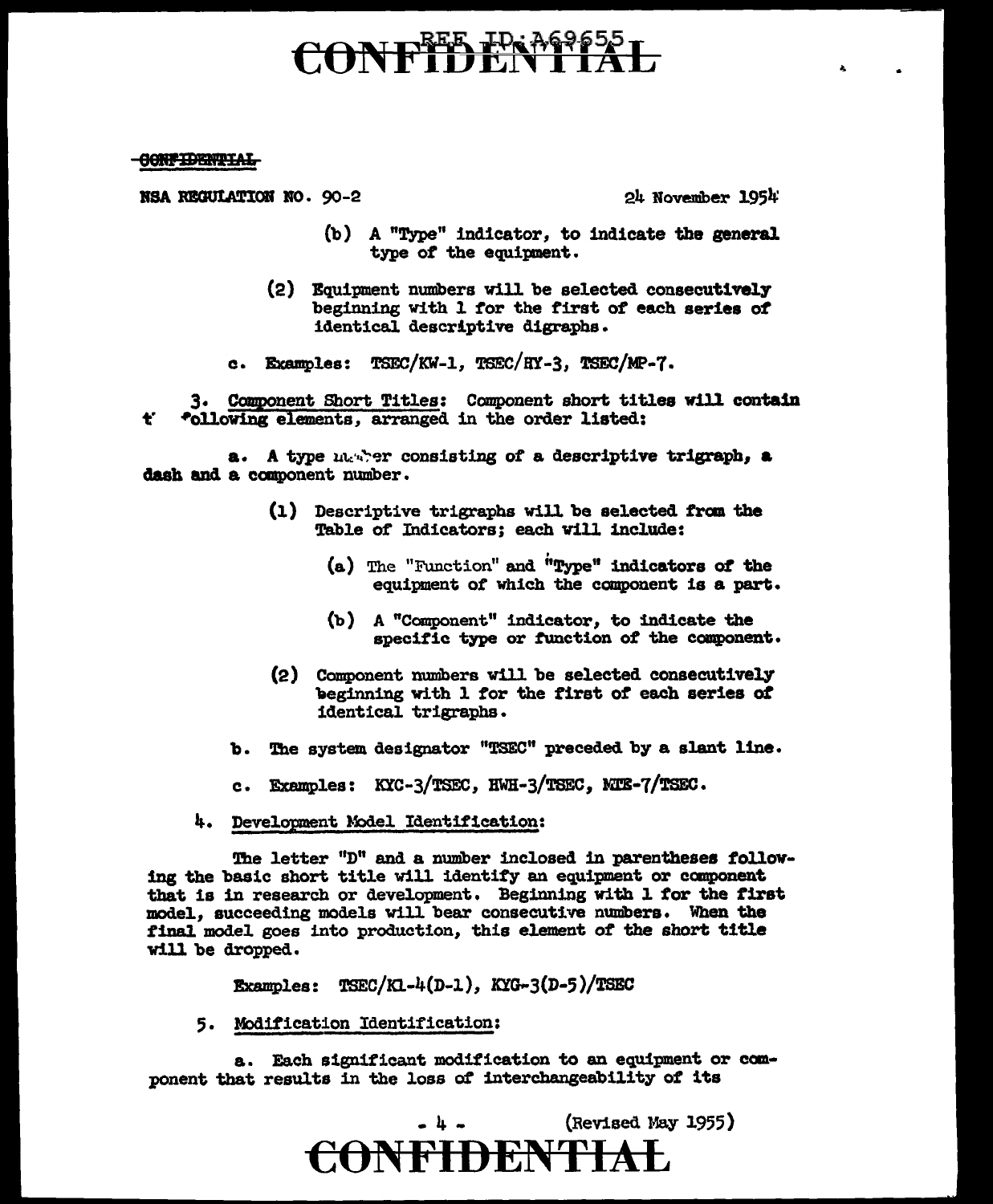NSA REGULATION NO. 90-2 24 November 1954

(b) A "Type" indicator, to indicate the general type of the equipment.

(2) Equipment numbers will be selected consecutively beginning with 1 for the first of each series of identical descriptive digraphs.

c. Examples: TSEC/KW-1, TSEC/HY-3, TSEC/MP-7.

3. Component Short Titles: Component short titles will contain the following elements, arranged in the order listed:

a. A type number consisting of a descriptive trigraph, a dash and a component number.

(1) Descriptive trigraphs will be selected from the Table of Indicators; each will include:

(a) The "Function" and "Type" indicators of the equipment of which the component is a part.

(b) A "Component" indicator, to indicate the specific type or function of the component.

(2) Component numbers will be selected consecutively beginning with 1 for the first of each series of identical trigraphs.

b. The system designator "TSEC" preceded by a slant line.

c. Examples: KYC-3/TSEC, HWH-3/TSEC, MTE-7/TSEC.

4. Development Model Identification:

The letter "D" and a number inclosed in parentheses following the basic short title will identify an equipment or component that is in research or development. Beginning with 1 for the first model, succeeding models will bear consecutive numbers. When the final model goes into production, this element of the short title will be dropped.

Examples: TSEC/KL-4(D-1), KYG-3(D-5)/TSEC

5. Modification Identification:

a. Each significant modification to an equipment or component that results in the loss of interchangeability of its

(Revised May 1955)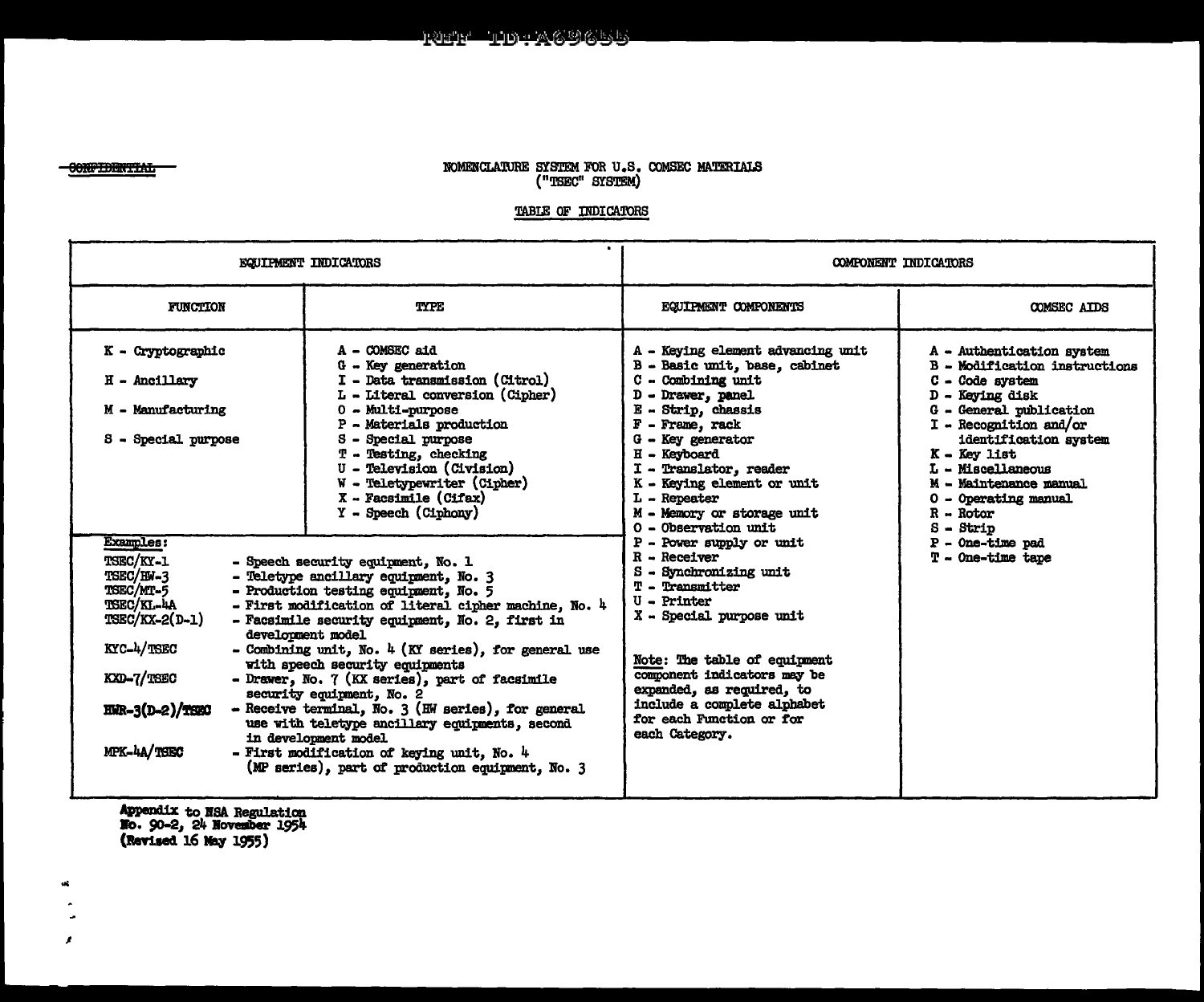~~CONFIDENTIAL~~

# NOMENCLATURE SYSTEM FOR U.S. COMSEC MATERIALS
("TSEC" SYSTEM)

## TABLE OF INDICATORS

| EQUIPMENT INDICATORS | | COMPONENT INDICATORS | |
|---|---|---|---|
| **FUNCTION** | **TYPE** | **EQUIPMENT COMPONENTS** | **COMSEC AIDS** |
| K - Cryptographic<br>H - Ancillary<br>M - Manufacturing<br>S - Special purpose | A - COMSEC aid<br>G - Key generation<br>I - Data transmission (Citrol)<br>L - Literal conversion (Cipher)<br>O - Multi-purpose<br>P - Materials production<br>S - Special purpose<br>T - Testing, checking<br>U - Television (Civision)<br>W - Teletypewriter (Cipher)<br>X - Facsimile (Cifax)<br>Y - Speech (Ciphony) | A - Keying element advancing unit<br>B - Basic unit, base, cabinet<br>C - Combining unit<br>D - Drawer, panel<br>E - Strip, chassis<br>F - Frame, rack<br>G - Key generator<br>H - Keyboard<br>I - Translator, reader<br>K - Keying element or unit<br>L - Repeater<br>M - Memory or storage unit<br>O - Observation unit<br>P - Power supply or unit<br>R - Receiver<br>S - Synchronizing unit<br>T - Transmitter<br>U - Printer<br>X - Special purpose unit<br><br>Note: The table of equipment component indicators may be expanded, as required, to include a complete alphabet for each Function or for each Category. | A - Authentication system<br>B - Modification instructions<br>C - Code system<br>D - Keying disk<br>G - General publication<br>I - Recognition and/or identification system<br>K - Key list<br>L - Miscellaneous<br>M - Maintenance manual<br>O - Operating manual<br>R - Rotor<br>S - Strip<br>P - One-time pad<br>T - One-time tape |

Examples:

| | |
|---|---|
| TSEC/KY-1 | - Speech security equipment, No. 1 |
| TSEC/HW-3 | - Teletype ancillary equipment, No. 3 |
| TSEC/MT-5 | - Production testing equipment, No. 5 |
| TSEC/KL-4A | - First modification of literal cipher machine, No. 4 |
| TSEC/KX-2(D-1) | - Facsimile security equipment, No. 2, first in development model |
| KYC-4/TSEC | - Combining unit, No. 4 (KY series), for general use with speech security equipments |
| KXD-7/TSEC | - Drawer, No. 7 (KX series), part of facsimile security equipment, No. 2 |
| HWR-3(D-2)/TSEC | - Receive terminal, No. 3 (HW series), for general use with teletype ancillary equipments, second in development model |
| MPK-4A/TSEC | - First modification of keying unit, No. 4 (MP series), part of production equipment, No. 3 |

**Appendix to NSA Regulation No. 90-2, 24 November 1954 (Revised 16 May 1955)**